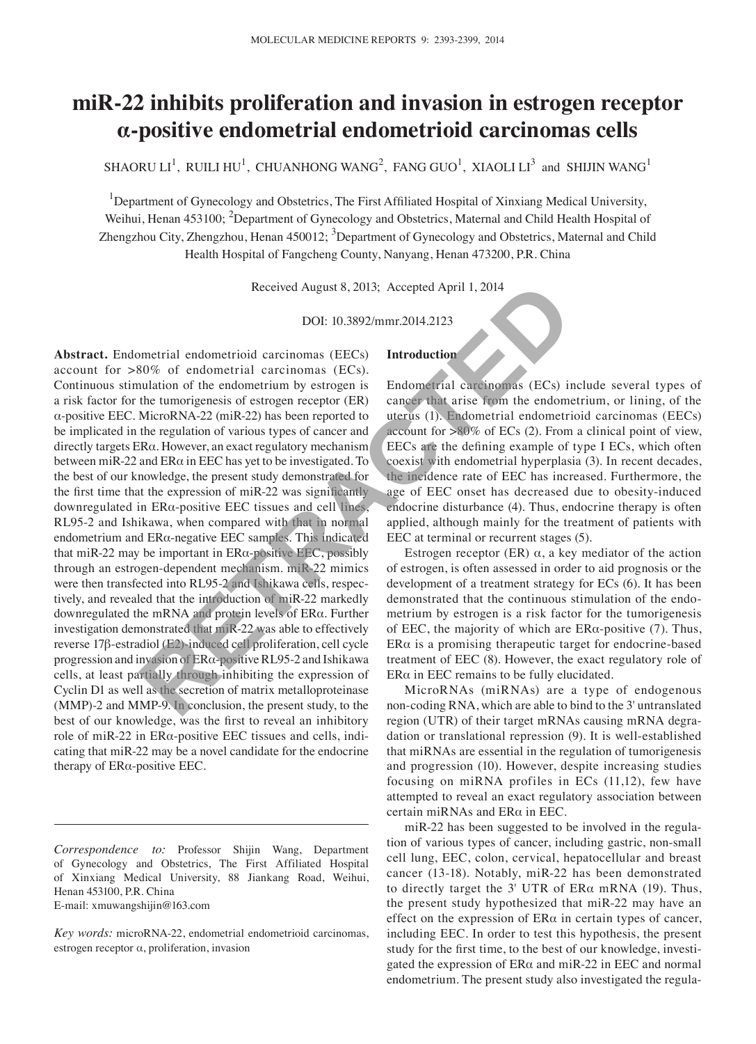# miR-22 inhibits proliferation and invasion in estrogen receptor α-positive endometrial endometrioid carcinomas cells

SHAORU LI[1], RUILI HU[1], CHUANHONG WANG[2], FANG GUO[1], XIAOLI LI[3] and SHIJIN WANG[1]

[1]Department of Gynecology and Obstetrics, The First Affiliated Hospital of Xinxiang Medical University, Weihui, Henan 453100; [2]Department of Gynecology and Obstetrics, Maternal and Child Health Hospital of Zhengzhou City, Zhengzhou, Henan 450012; [3]Department of Gynecology and Obstetrics, Maternal and Child Health Hospital of Fangcheng County, Nanyang, Henan 473200, P.R. China

Received August 8, 2013; Accepted April 1, 2014

DOI: 10.3892/mmr.2014.2123

**Abstract.** Endometrial endometrioid carcinomas (EECs) account for >80% of endometrial carcinomas (ECs). Continuous stimulation of the endometrium by estrogen is a risk factor for the tumorigenesis of estrogen receptor (ER) α-positive EEC. MicroRNA-22 (miR-22) has been reported to be implicated in the regulation of various types of cancer and directly targets ERα. However, an exact regulatory mechanism between miR-22 and ERα in EEC has yet to be investigated. To the best of our knowledge, the present study demonstrated for the first time that the expression of miR-22 was significantly downregulated in ERα-positive EEC tissues and cell lines, RL95-2 and Ishikawa, when compared with that in normal endometrium and ERα-negative EEC samples. This indicated that miR-22 may be important in ERα-positive EEC, possibly through an estrogen-dependent mechanism. miR-22 mimics were then transfected into RL95-2 and Ishikawa cells, respectively, and revealed that the introduction of miR-22 markedly downregulated the mRNA and protein levels of ERα. Further investigation demonstrated that miR-22 was able to effectively reverse 17β-estradiol (E2)-induced cell proliferation, cell cycle progression and invasion of ERα-positive RL95-2 and Ishikawa cells, at least partially through inhibiting the expression of Cyclin D1 as well as the secretion of matrix metalloproteinase (MMP)-2 and MMP-9. In conclusion, the present study, to the best of our knowledge, was the first to reveal an inhibitory role of miR-22 in ERα-positive EEC tissues and cells, indicating that miR-22 may be a novel candidate for the endocrine therapy of ERα-positive EEC.

*Correspondence to:* Professor Shijin Wang, Department of Gynecology and Obstetrics, The First Affiliated Hospital of Xinxiang Medical University, 88 Jiankang Road, Weihui, Henan 453100, P.R. China
E-mail: xmuwangshijin@163.com

*Key words:* microRNA-22, endometrial endometrioid carcinomas, estrogen receptor α, proliferation, invasion

## Introduction

Endometrial carcinomas (ECs) include several types of cancer that arise from the endometrium, or lining, of the uterus (1). Endometrial endometrioid carcinomas (EECs) account for >80% of ECs (2). From a clinical point of view, EECs are the defining example of type I ECs, which often coexist with endometrial hyperplasia (3). In recent decades, the incidence rate of EEC has increased. Furthermore, the age of EEC onset has decreased due to obesity-induced endocrine disturbance (4). Thus, endocrine therapy is often applied, although mainly for the treatment of patients with EEC at terminal or recurrent stages (5).

Estrogen receptor (ER) α, a key mediator of the action of estrogen, is often assessed in order to aid prognosis or the development of a treatment strategy for ECs (6). It has been demonstrated that the continuous stimulation of the endometrium by estrogen is a risk factor for the tumorigenesis of EEC, the majority of which are ERα-positive (7). Thus, ERα is a promising therapeutic target for endocrine-based treatment of EEC (8). However, the exact regulatory role of ERα in EEC remains to be fully elucidated.

MicroRNAs (miRNAs) are a type of endogenous non-coding RNA, which are able to bind to the 3' untranslated region (UTR) of their target mRNAs causing mRNA degradation or translational repression (9). It is well-established that miRNAs are essential in the regulation of tumorigenesis and progression (10). However, despite increasing studies focusing on miRNA profiles in ECs (11,12), few have attempted to reveal an exact regulatory association between certain miRNAs and ERα in EEC.

miR-22 has been suggested to be involved in the regulation of various types of cancer, including gastric, non-small cell lung, EEC, colon, cervical, hepatocellular and breast cancer (13-18). Notably, miR-22 has been demonstrated to directly target the 3' UTR of ERα mRNA (19). Thus, the present study hypothesized that miR-22 may have an effect on the expression of ERα in certain types of cancer, including EEC. In order to test this hypothesis, the present study for the first time, to the best of our knowledge, investigated the expression of ERα and miR-22 in EEC and normal endometrium. The present study also investigated the regula-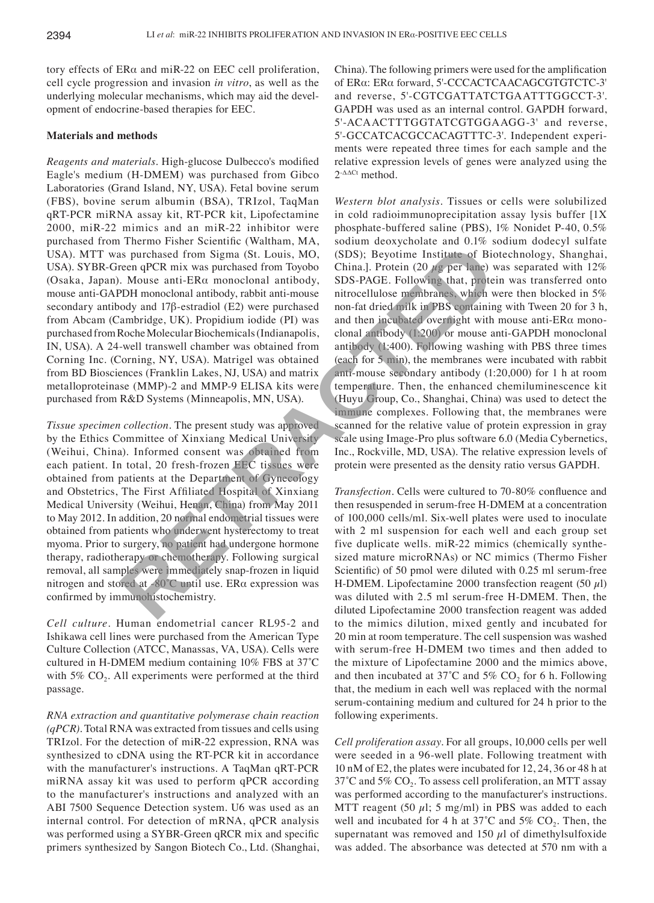tory effects of ERα and miR-22 on EEC cell proliferation, cell cycle progression and invasion *in vitro*, as well as the underlying molecular mechanisms, which may aid the development of endocrine-based therapies for EEC.

## Materials and methods

*Reagents and materials.* High-glucose Dulbecco's modified Eagle's medium (H-DMEM) was purchased from Gibco Laboratories (Grand Island, NY, USA). Fetal bovine serum (FBS), bovine serum albumin (BSA), TRIzol, TaqMan qRT-PCR miRNA assay kit, RT-PCR kit, Lipofectamine 2000, miR-22 mimics and an miR-22 inhibitor were purchased from Thermo Fisher Scientific (Waltham, MA, USA). MTT was purchased from Sigma (St. Louis, MO, USA). SYBR-Green qPCR mix was purchased from Toyobo (Osaka, Japan). Mouse anti-ERα monoclonal antibody, mouse anti-GAPDH monoclonal antibody, rabbit anti-mouse secondary antibody and 17β-estradiol (E2) were purchased from Abcam (Cambridge, UK). Propidium iodide (PI) was purchased from Roche Molecular Biochemicals (Indianapolis, IN, USA). A 24-well transwell chamber was obtained from Corning Inc. (Corning, NY, USA). Matrigel was obtained from BD Biosciences (Franklin Lakes, NJ, USA) and matrix metalloproteinase (MMP)-2 and MMP-9 ELISA kits were purchased from R&D Systems (Minneapolis, MN, USA).

*Tissue specimen collection.* The present study was approved by the Ethics Committee of Xinxiang Medical University (Weihui, China). Informed consent was obtained from each patient. In total, 20 fresh-frozen EEC tissues were obtained from patients at the Department of Gynecology and Obstetrics, The First Affiliated Hospital of Xinxiang Medical University (Weihui, Henan, China) from May 2011 to May 2012. In addition, 20 normal endometrial tissues were obtained from patients who underwent hysterectomy to treat myoma. Prior to surgery, no patient had undergone hormone therapy, radiotherapy or chemotherapy. Following surgical removal, all samples were immediately snap-frozen in liquid nitrogen and stored at -80˚C until use. ERα expression was confirmed by immunohistochemistry.

*Cell culture.* Human endometrial cancer RL95-2 and Ishikawa cell lines were purchased from the American Type Culture Collection (ATCC, Manassas, VA, USA). Cells were cultured in H-DMEM medium containing 10% FBS at 37˚C with 5% $CO_2$. All experiments were performed at the third passage.

*RNA extraction and quantitative polymerase chain reaction (qPCR).* Total RNA was extracted from tissues and cells using TRIzol. For the detection of miR-22 expression, RNA was synthesized to cDNA using the RT-PCR kit in accordance with the manufacturer's instructions. A TaqMan qRT-PCR miRNA assay kit was used to perform qPCR according to the manufacturer's instructions and analyzed with an ABI 7500 Sequence Detection system. U6 was used as an internal control. For detection of mRNA, qPCR analysis was performed using a SYBR-Green qRCR mix and specific primers synthesized by Sangon Biotech Co., Ltd. (Shanghai, China). The following primers were used for the amplification of ERα: ERα forward, 5'-CCCACTCAACAGCGTGTCTC-3' and reverse, 5'-CGTCGATTATCTGAATTTGGCCT-3'. GAPDH was used as an internal control. GAPDH forward, 5'-ACAACTTTGGTATCGTGGAAGG-3' and reverse, 5'-GCCATCACGCCACAGTTTC-3'. Independent experiments were repeated three times for each sample and the relative expression levels of genes were analyzed using the $2^{-\Delta\Delta Ct}$ method.

*Western blot analysis.* Tissues or cells were solubilized in cold radioimmunoprecipitation assay lysis buffer [1X phosphate-buffered saline (PBS), 1% Nonidet P-40, 0.5% sodium deoxycholate and 0.1% sodium dodecyl sulfate (SDS); Beyotime Institute of Biotechnology, Shanghai, China.]. Protein (20 µg per lane) was separated with 12% SDS-PAGE. Following that, protein was transferred onto nitrocellulose membranes, which were then blocked in 5% non-fat dried milk in PBS containing with Tween 20 for 3 h, and then incubated overnight with mouse anti-ERα monoclonal antibody (1:200) or mouse anti-GAPDH monoclonal antibody (1:400). Following washing with PBS three times (each for 5 min), the membranes were incubated with rabbit anti-mouse secondary antibody (1:20,000) for 1 h at room temperature. Then, the enhanced chemiluminescence kit (Huyu Group, Co., Shanghai, China) was used to detect the immune complexes. Following that, the membranes were scanned for the relative value of protein expression in gray scale using Image-Pro plus software 6.0 (Media Cybernetics, Inc., Rockville, MD, USA). The relative expression levels of protein were presented as the density ratio versus GAPDH.

*Transfection.* Cells were cultured to 70-80% confluence and then resuspended in serum-free H-DMEM at a concentration of 100,000 cells/ml. Six-well plates were used to inoculate with 2 ml suspension for each well and each group set five duplicate wells. miR-22 mimics (chemically synthesized mature microRNAs) or NC mimics (Thermo Fisher Scientific) of 50 pmol were diluted with 0.25 ml serum-free H-DMEM. Lipofectamine 2000 transfection reagent (50 µl) was diluted with 2.5 ml serum-free H-DMEM. Then, the diluted Lipofectamine 2000 transfection reagent was added to the mimics dilution, mixed gently and incubated for 20 min at room temperature. The cell suspension was washed with serum-free H-DMEM two times and then added to the mixture of Lipofectamine 2000 and the mimics above, and then incubated at 37˚C and 5% $CO_2$ for 6 h. Following that, the medium in each well was replaced with the normal serum-containing medium and cultured for 24 h prior to the following experiments.

*Cell proliferation assay.* For all groups, 10,000 cells per well were seeded in a 96-well plate. Following treatment with 10 nM of E2, the plates were incubated for 12, 24, 36 or 48 h at 37˚C and 5% $CO_2$. To assess cell proliferation, an MTT assay was performed according to the manufacturer's instructions. MTT reagent (50 µl; 5 mg/ml) in PBS was added to each well and incubated for 4 h at 37˚C and 5% $CO_2$. Then, the supernatant was removed and 150 µl of dimethylsulfoxide was added. The absorbance was detected at 570 nm with a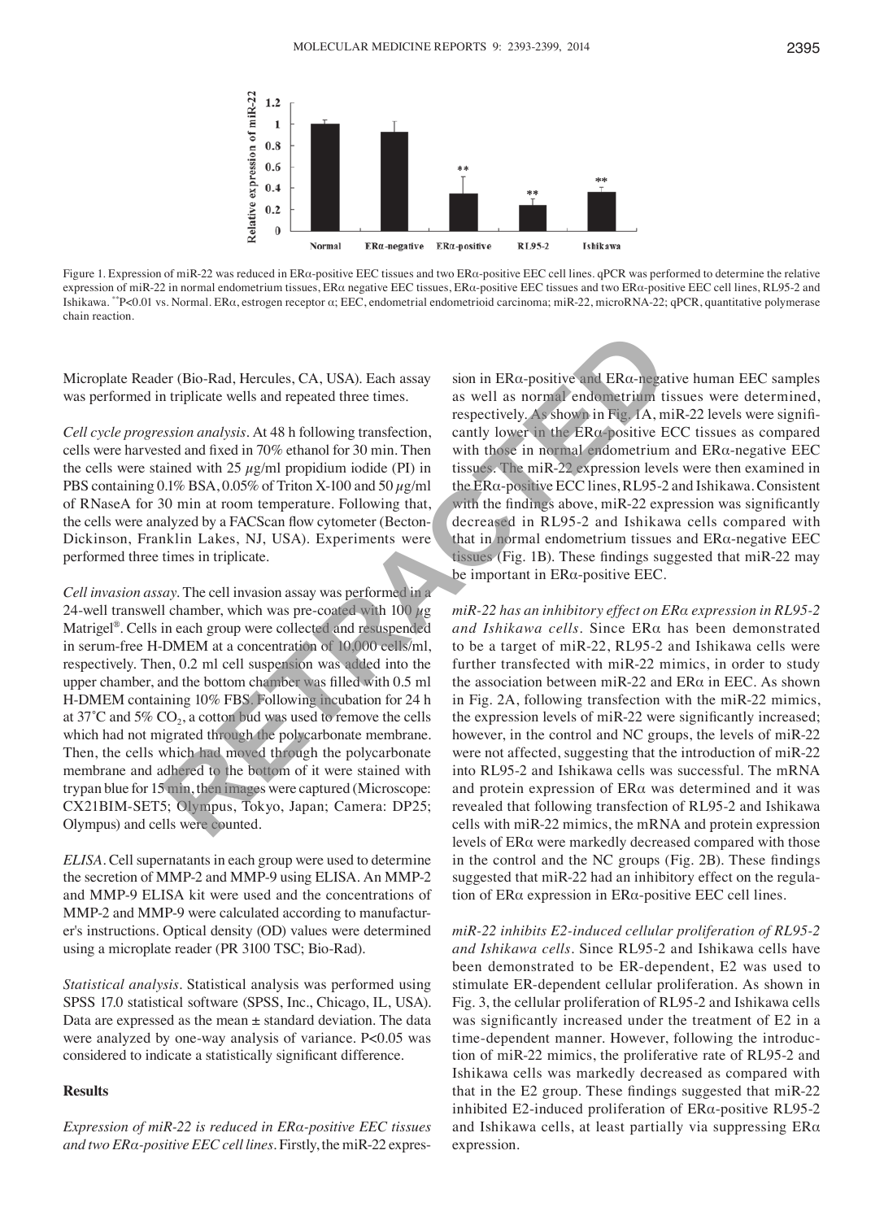Figure 1. Expression of miR-22 was reduced in ERα-positive EEC tissues and two ERα-positive EEC cell lines. qPCR was performed to determine the relative expression of miR-22 in normal endometrium tissues, ERα negative EEC tissues, ERα-positive EEC tissues and two ERα-positive EEC cell lines, RL95-2 and Ishikawa. **P<0.01 vs. Normal. ERα, estrogen receptor α; EEC, endometrial endometrioid carcinoma; miR-22, microRNA-22; qPCR, quantitative polymerase chain reaction.

Microplate Reader (Bio-Rad, Hercules, CA, USA). Each assay was performed in triplicate wells and repeated three times.

*Cell cycle progression analysis*. At 48 h following transfection, cells were harvested and fixed in 70% ethanol for 30 min. Then the cells were stained with 25 $\mu$g/ml propidium iodide (PI) in PBS containing 0.1% BSA, 0.05% of Triton X-100 and 50 $\mu$g/ml of RNaseA for 30 min at room temperature. Following that, the cells were analyzed by a FACScan flow cytometer (Becton-Dickinson, Franklin Lakes, NJ, USA). Experiments were performed three times in triplicate.

*Cell invasion assay*. The cell invasion assay was performed in a 24-well transwell chamber, which was pre-coated with 100 $\mu$g Matrigel®. Cells in each group were collected and resuspended in serum-free H-DMEM at a concentration of 10,000 cells/ml, respectively. Then, 0.2 ml cell suspension was added into the upper chamber, and the bottom chamber was filled with 0.5 ml H-DMEM containing 10% FBS. Following incubation for 24 h at 37˚C and 5% $CO_2$, a cotton bud was used to remove the cells which had not migrated through the polycarbonate membrane. Then, the cells which had moved through the polycarbonate membrane and adhered to the bottom of it were stained with trypan blue for 15 min, then images were captured (Microscope: CX21BIM-SET5; Olympus, Tokyo, Japan; Camera: DP25; Olympus) and cells were counted.

*ELISA*. Cell supernatants in each group were used to determine the secretion of MMP-2 and MMP-9 using ELISA. An MMP-2 and MMP-9 ELISA kit were used and the concentrations of MMP-2 and MMP-9 were calculated according to manufacturer's instructions. Optical density (OD) values were determined using a microplate reader (PR 3100 TSC; Bio-Rad).

*Statistical analysis*. Statistical analysis was performed using SPSS 17.0 statistical software (SPSS, Inc., Chicago, IL, USA). Data are expressed as the mean ± standard deviation. The data were analyzed by one-way analysis of variance. P<0.05 was considered to indicate a statistically significant difference.

## Results

*Expression of miR-22 is reduced in ERα-positive EEC tissues and two ERα-positive EEC cell lines*. Firstly, the miR-22 expression in ERα-positive and ERα-negative human EEC samples as well as normal endometrium tissues were determined, respectively. As shown in Fig. 1A, miR-22 levels were significantly lower in the ERα-positive ECC tissues as compared with those in normal endometrium and ERα-negative EEC tissues. The miR-22 expression levels were then examined in the ERα-positive ECC lines, RL95-2 and Ishikawa. Consistent with the findings above, miR-22 expression was significantly decreased in RL95-2 and Ishikawa cells compared with that in normal endometrium tissues and ERα-negative EEC tissues (Fig. 1B). These findings suggested that miR-22 may be important in ERα-positive EEC.

*miR-22 has an inhibitory effect on ERα expression in RL95-2 and Ishikawa cells*. Since ERα has been demonstrated to be a target of miR-22, RL95-2 and Ishikawa cells were further transfected with miR-22 mimics, in order to study the association between miR-22 and ERα in EEC. As shown in Fig. 2A, following transfection with the miR-22 mimics, the expression levels of miR-22 were significantly increased; however, in the control and NC groups, the levels of miR-22 were not affected, suggesting that the introduction of miR-22 into RL95-2 and Ishikawa cells was successful. The mRNA and protein expression of ERα was determined and it was revealed that following transfection of RL95-2 and Ishikawa cells with miR-22 mimics, the mRNA and protein expression levels of ERα were markedly decreased compared with those in the control and the NC groups (Fig. 2B). These findings suggested that miR-22 had an inhibitory effect on the regulation of ERα expression in ERα-positive EEC cell lines.

*miR-22 inhibits E2-induced cellular proliferation of RL95-2 and Ishikawa cells*. Since RL95-2 and Ishikawa cells have been demonstrated to be ER-dependent, E2 was used to stimulate ER-dependent cellular proliferation. As shown in Fig. 3, the cellular proliferation of RL95-2 and Ishikawa cells was significantly increased under the treatment of E2 in a time-dependent manner. However, following the introduction of miR-22 mimics, the proliferative rate of RL95-2 and Ishikawa cells was markedly decreased as compared with that in the E2 group. These findings suggested that miR-22 inhibited E2-induced proliferation of ERα-positive RL95-2 and Ishikawa cells, at least partially via suppressing ERα expression.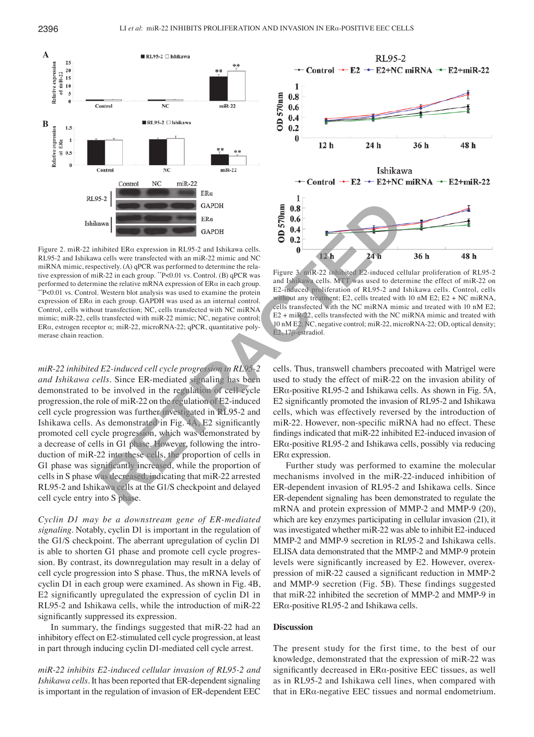Figure 2. miR-22 inhibited ERα expression in RL95-2 and Ishikawa cells. RL95-2 and Ishikawa cells were transfected with an miR-22 mimic and NC miRNA mimic, respectively. (A) qPCR was performed to determine the relative expression of miR-22 in each group. **P<0.01 vs. Control. (B) qPCR was performed to determine the relative mRNA expression of ERα in each group. **P<0.01 vs. Control. Western blot analysis was used to examine the protein expression of ERα in each group. GAPDH was used as an internal control. Control, cells without transfection; NC, cells transfected with NC miRNA mimic; miR-22, cells transfected with miR-22 mimic; NC, negative control; ERα, estrogen receptor α; miR-22, microRNA-22; qPCR, quantitative polymerase chain reaction.

Figure 3. miR-22 inhibited E2-induced cellular proliferation of RL95-2 and Ishikawa cells. MTT was used to determine the effect of miR-22 on E2-induced proliferation of RL95-2 and Ishikawa cells. Control, cells without any treatment; E2, cells treated with 10 nM E2; E2 + NC miRNA, cells transfected with the NC miRNA mimic and treated with 10 nM E2; E2 + miR-22, cells transfected with the NC miRNA mimic and treated with 10 nM E2; NC, negative control; miR-22, microRNA-22; OD, optical density; E2, 17β-estradiol.

*miR-22 inhibited E2-induced cell cycle progression in RL95-2 and Ishikawa cells.* Since ER-mediated signaling has been demonstrated to be involved in the regulation of cell cycle progression, the role of miR-22 on the regulation of E2-induced cell cycle progression was further investigated in RL95-2 and Ishikawa cells. As demonstrated in Fig. 4A, E2 significantly promoted cell cycle progression, which was demonstrated by a decrease of cells in G1 phase. However, following the introduction of miR-22 into these cells, the proportion of cells in G1 phase was significantly increased, while the proportion of cells in S phase was decreased, indicating that miR-22 arrested RL95-2 and Ishikawa cells at the G1/S checkpoint and delayed cell cycle entry into S phase.

*Cyclin D1 may be a downstream gene of ER-mediated signaling.* Notably, cyclin D1 is important in the regulation of the G1/S checkpoint. The aberrant upregulation of cyclin D1 is able to shorten G1 phase and promote cell cycle progression. By contrast, its downregulation may result in a delay of cell cycle progression into S phase. Thus, the mRNA levels of cyclin D1 in each group were examined. As shown in Fig. 4B, E2 significantly upregulated the expression of cyclin D1 in RL95-2 and Ishikawa cells, while the introduction of miR-22 significantly suppressed its expression.

In summary, the findings suggested that miR-22 had an inhibitory effect on E2-stimulated cell cycle progression, at least in part through inducing cyclin D1-mediated cell cycle arrest.

*miR-22 inhibits E2-induced cellular invasion of RL95-2 and Ishikawa cells.* It has been reported that ER-dependent signaling is important in the regulation of invasion of ER-dependent EEC cells. Thus, transwell chambers precoated with Matrigel were used to study the effect of miR-22 on the invasion ability of ERα-positive RL95-2 and Ishikawa cells. As shown in Fig. 5A, E2 significantly promoted the invasion of RL95-2 and Ishikawa cells, which was effectively reversed by the introduction of miR-22. However, non-specific miRNA had no effect. These findings indicated that miR-22 inhibited E2-induced invasion of ERα-positive RL95-2 and Ishikawa cells, possibly via reducing ERα expression.

Further study was performed to examine the molecular mechanisms involved in the miR-22-induced inhibition of ER-dependent invasion of RL95-2 and Ishikawa cells. Since ER-dependent signaling has been demonstrated to regulate the mRNA and protein expression of MMP-2 and MMP-9 (20), which are key enzymes participating in cellular invasion (21), it was investigated whether miR-22 was able to inhibit E2-induced MMP-2 and MMP-9 secretion in RL95-2 and Ishikawa cells. ELISA data demonstrated that the MMP-2 and MMP-9 protein levels were significantly increased by E2. However, overexpression of miR-22 caused a significant reduction in MMP-2 and MMP-9 secretion (Fig. 5B). These findings suggested that miR-22 inhibited the secretion of MMP-2 and MMP-9 in ERα-positive RL95-2 and Ishikawa cells.

## Discussion

The present study for the first time, to the best of our knowledge, demonstrated that the expression of miR-22 was significantly decreased in ERα-positive EEC tissues, as well as in RL95-2 and Ishikawa cell lines, when compared with that in ERα-negative EEC tissues and normal endometrium.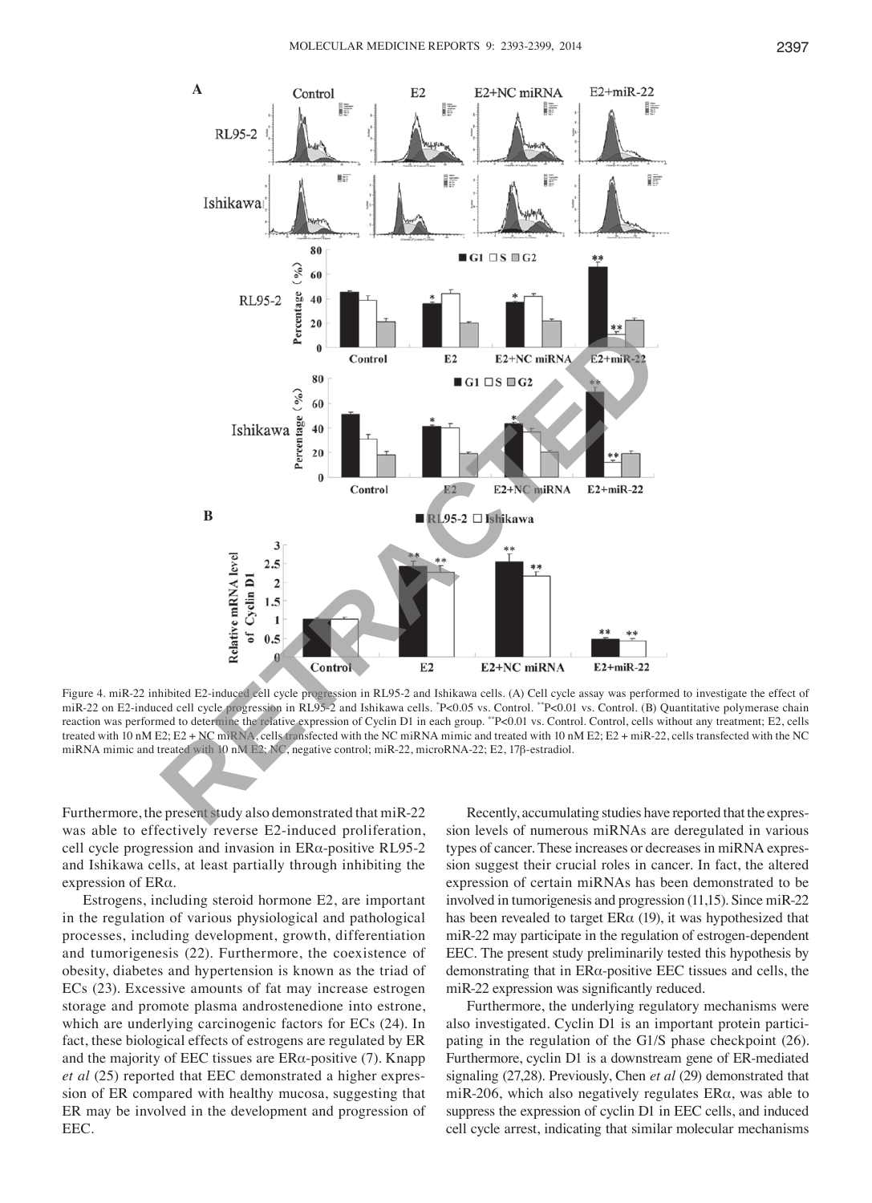Figure 4. miR-22 inhibited E2-induced cell cycle progression in RL95-2 and Ishikawa cells. (A) Cell cycle assay was performed to investigate the effect of miR-22 on E2-induced cell cycle progression in RL95-2 and Ishikawa cells. *P<0.05 vs. Control. **P<0.01 vs. Control. (B) Quantitative polymerase chain reaction was performed to determine the relative expression of Cyclin D1 in each group. **P<0.01 vs. Control. Control, cells without any treatment; E2, cells treated with 10 nM E2; E2 + NC miRNA, cells transfected with the NC miRNA mimic and treated with 10 nM E2; E2 + miR-22, cells transfected with the NC miRNA mimic and treated with 10 nM E2; NC, negative control; miR-22, microRNA-22; E2, 17β-estradiol.

Furthermore, the present study also demonstrated that miR-22 was able to effectively reverse E2-induced proliferation, cell cycle progression and invasion in ERα-positive RL95-2 and Ishikawa cells, at least partially through inhibiting the expression of ERα.

Estrogens, including steroid hormone E2, are important in the regulation of various physiological and pathological processes, including development, growth, differentiation and tumorigenesis (22). Furthermore, the coexistence of obesity, diabetes and hypertension is known as the triad of ECs (23). Excessive amounts of fat may increase estrogen storage and promote plasma androstenedione into estrone, which are underlying carcinogenic factors for ECs (24). In fact, these biological effects of estrogens are regulated by ER and the majority of EEC tissues are ERα-positive (7). Knapp *et al* (25) reported that EEC demonstrated a higher expression of ER compared with healthy mucosa, suggesting that ER may be involved in the development and progression of EEC.

Recently, accumulating studies have reported that the expression levels of numerous miRNAs are deregulated in various types of cancer. These increases or decreases in miRNA expression suggest their crucial roles in cancer. In fact, the altered expression of certain miRNAs has been demonstrated to be involved in tumorigenesis and progression (11,15). Since miR-22 has been revealed to target ERα (19), it was hypothesized that miR-22 may participate in the regulation of estrogen-dependent EEC. The present study preliminarily tested this hypothesis by demonstrating that in ERα-positive EEC tissues and cells, the miR-22 expression was significantly reduced.

Furthermore, the underlying regulatory mechanisms were also investigated. Cyclin D1 is an important protein participating in the regulation of the G1/S phase checkpoint (26). Furthermore, cyclin D1 is a downstream gene of ER-mediated signaling (27,28). Previously, Chen *et al* (29) demonstrated that miR-206, which also negatively regulates ERα, was able to suppress the expression of cyclin D1 in EEC cells, and induced cell cycle arrest, indicating that similar molecular mechanisms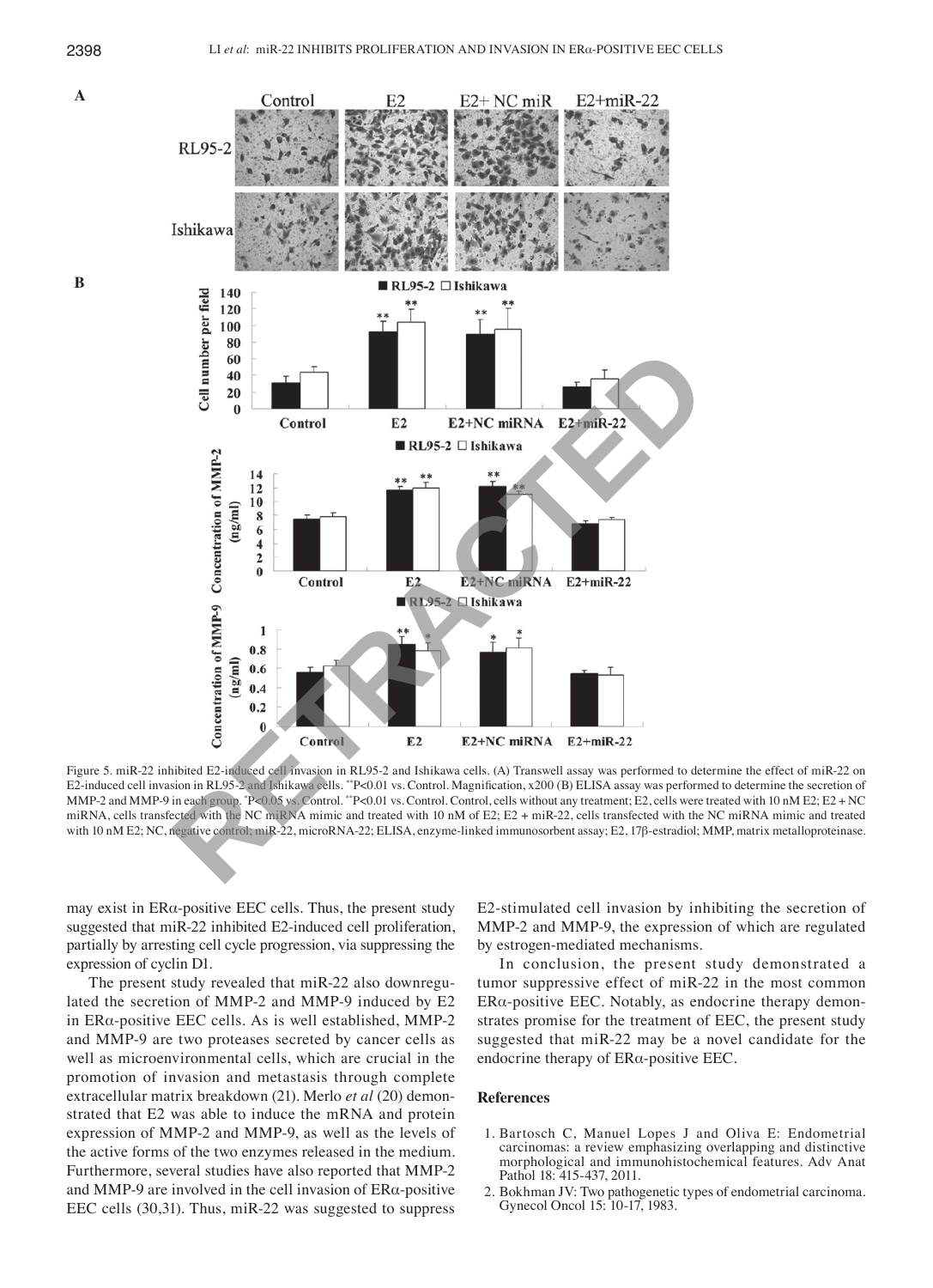Figure 5. miR-22 inhibited E2-induced cell invasion in RL95-2 and Ishikawa cells. (A) Transwell assay was performed to determine the effect of miR-22 on E2-induced cell invasion in RL95-2 and Ishikawa cells. **P<0.01 vs. Control. Magnification, x200 (B) ELISA assay was performed to determine the secretion of MMP-2 and MMP-9 in each group. *P<0.05 vs. Control. **P<0.01 vs. Control. Control, cells without any treatment; E2, cells were treated with 10 nM E2; E2 + NC miRNA, cells transfected with the NC miRNA mimic and treated with 10 nM of E2; E2 + miR-22, cells transfected with the NC miRNA mimic and treated with 10 nM E2; NC, negative control; miR-22, microRNA-22; ELISA, enzyme-linked immunosorbent assay; E2, 17β-estradiol; MMP, matrix metalloproteinase.

may exist in ERα-positive EEC cells. Thus, the present study suggested that miR-22 inhibited E2-induced cell proliferation, partially by arresting cell cycle progression, via suppressing the expression of cyclin D1.

The present study revealed that miR-22 also downregulated the secretion of MMP-2 and MMP-9 induced by E2 in ERα-positive EEC cells. As is well established, MMP-2 and MMP-9 are two proteases secreted by cancer cells as well as microenvironmental cells, which are crucial in the promotion of invasion and metastasis through complete extracellular matrix breakdown (21). Merlo *et al* (20) demonstrated that E2 was able to induce the mRNA and protein expression of MMP-2 and MMP-9, as well as the levels of the active forms of the two enzymes released in the medium. Furthermore, several studies have also reported that MMP-2 and MMP-9 are involved in the cell invasion of ERα-positive EEC cells (30,31). Thus, miR-22 was suggested to suppress E2-stimulated cell invasion by inhibiting the secretion of MMP-2 and MMP-9, the expression of which are regulated by estrogen-mediated mechanisms.

In conclusion, the present study demonstrated a tumor suppressive effect of miR-22 in the most common ERα-positive EEC. Notably, as endocrine therapy demonstrates promise for the treatment of EEC, the present study suggested that miR-22 may be a novel candidate for the endocrine therapy of ERα-positive EEC.

## References

1. Bartosch C, Manuel Lopes J and Oliva E: Endometrial carcinomas: a review emphasizing overlapping and distinctive morphological and immunohistochemical features. Adv Anat Pathol 18: 415-437, 2011.
2. Bokhman JV: Two pathogenetic types of endometrial carcinoma. Gynecol Oncol 15: 10-17, 1983.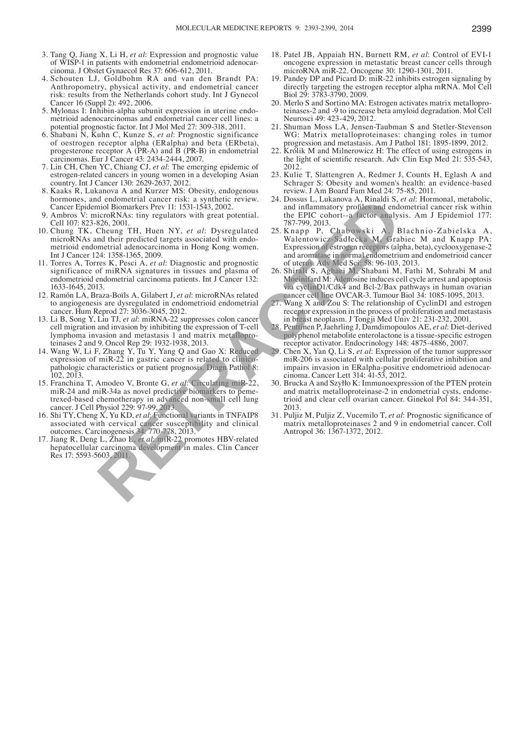3. Tang Q, Jiang X, Li H, *et al*: Expression and prognostic value of WISP-1 in patients with endometrial endometrioid adenocarcinoma. J Obstet Gynaecol Res 37: 606-612, 2011.
4. Schouten LJ, Goldbohm RA and van den Brandt PA: Anthropometry, physical activity, and endometrial cancer risk: results from the Netherlands cohort study. Int J Gynecol Cancer 16 (Suppl 2): 492, 2006.
5. Mylonas I: Inhibin-alpha subunit expression in uterine endometrioid adenocarcinomas and endometrial cancer cell lines: a potential prognostic factor. Int J Mol Med 27: 309-318, 2011.
6. Shabani N, Kuhn C, Kunze S, *et al*: Prognostic significance of oestrogen receptor alpha (ERalpha) and beta (ERbeta), progesterone receptor A (PR-A) and B (PR-B) in endometrial carcinomas. Eur J Cancer 43: 2434-2444, 2007.
7. Lin CH, Chen YC, Chiang CJ, *et al*: The emerging epidemic of estrogen-related cancers in young women in a developing Asian country. Int J Cancer 130: 2629-2637, 2012.
8. Kaaks R, Lukanova A and Kurzer MS: Obesity, endogenous hormones, and endometrial cancer risk: a synthetic review. Cancer Epidemiol Biomarkers Prev 11: 1531-1543, 2002.
9. Ambros V: microRNAs: tiny regulators with great potential. Cell 107: 823-826, 2001.
10. Chung TK, Cheung TH, Huen NY, *et al*: Dysregulated microRNAs and their predicted targets associated with endometrioid endometrial adenocarcinoma in Hong Kong women. Int J Cancer 124: 1358-1365, 2009.
11. Torres A, Torres K, Pesci A, *et al*: Diagnostic and prognostic significance of miRNA signatures in tissues and plasma of endometrioid endometrial carcinoma patients. Int J Cancer 132: 1633-1645, 2013.
12. Ramón LA, Braza-Boïls A, Gilabert J, *et al*: microRNAs related to angiogenesis are dysregulated in endometrioid endometrial cancer. Hum Reprod 27: 3036-3045, 2012.
13. Li B, Song Y, Liu TJ, *et al*: miRNA-22 suppresses colon cancer cell migration and invasion by inhibiting the expression of T-cell lymphoma invasion and metastasis 1 and matrix metalloproteinases 2 and 9. Oncol Rep 29: 1932-1938, 2013.
14. Wang W, Li F, Zhang Y, Tu Y, Yang Q and Gao X: Reduced expression of miR-22 in gastric cancer is related to clinicopathologic characteristics or patient prognosis. Diagn Pathol 8: 102, 2013.
15. Franchina T, Amodeo V, Bronte G, *et al*: Circulating miR-22, miR-24 and miR-34a as novel predictive biomarkers to pemetrexed-based chemotherapy in advanced non-small cell lung cancer. J Cell Physiol 229: 97-99, 2013.
16. Shi TY, Cheng X, Yu KD, *et al*: Functional variants in TNFAIP8 associated with cervical cancer susceptibility and clinical outcomes. Carcinogenesis 34: 770-778, 2013.
17. Jiang R, Deng L, Zhao L, *et al*: miR-22 promotes HBV-related hepatocellular carcinoma development in males. Clin Cancer Res 17: 5593-5603, 2011.
18. Patel JB, Appaiah HN, Burnett RM, *et al*: Control of EVI-1 oncogene expression in metastatic breast cancer cells through microRNA miR-22. Oncogene 30: 1290-1301, 2011.
19. Pandey DP and Picard D: miR-22 inhibits estrogen signaling by directly targeting the estrogen receptor alpha mRNA. Mol Cell Biol 29: 3783-3790, 2009.
20. Merlo S and Sortino MA: Estrogen activates matrix metalloproteinases-2 and -9 to increase beta amyloid degradation. Mol Cell Neurosci 49: 423-429, 2012.
21. Shuman Moss LA, Jensen-Taubman S and Stetler-Stevenson WG: Matrix metalloproteinases: changing roles in tumor progression and metastasis. Am J Pathol 181: 1895-1899, 2012.
22. Królik M and Milnerowicz H: The effect of using estrogens in the light of scientific research. Adv Clin Exp Med 21: 535-543, 2012.
23. Kulie T, Slattengren A, Redmer J, Counts H, Eglash A and Schrager S: Obesity and women's health: an evidence-based review. J Am Board Fam Med 24: 75-85, 2011.
24. Dossus L, Lukanova A, Rinaldi S, *et al*: Hormonal, metabolic, and inflammatory profiles and endometrial cancer risk within the EPIC cohort--a factor analysis. Am J Epidemiol 177: 787-799, 2013.
25. Knapp P, Chabowski A, Blachnio-Zabielska A, Walentowicz-Sadłecka M, Grabiec M and Knapp PA: Expression of estrogen receptors (alpha, beta), cyclooxygenase-2 and aromatase in normal endometrium and endometrioid cancer of uterus. Adv Med Sci: 58: 96-103, 2013.
26. Shirali S, Aghaei M, Shabani M, Fathi M, Sohrabi M and Moeinifard M: Adenosine induces cell cycle arrest and apoptosis via cyclinD1/Cdk4 and Bcl-2/Bax pathways in human ovarian cancer cell line OVCAR-3. Tumour Biol 34: 1085-1095, 2013.
27. Wang X and Zou S: The relationship of CyclinD1 and estrogen receptor expression in the process of proliferation and metastasis in breast neoplasm. J Tongji Med Univ 21: 231-232, 2001.
28. Penttinen P, Jaehrling J, Damdimopoulos AE, *et al*: Diet-derived polyphenol metabolite enterolactone is a tissue-specific estrogen receptor activator. Endocrinology 148: 4875-4886, 2007.
29. Chen X, Yan Q, Li S, *et al*: Expression of the tumor suppressor miR-206 is associated with cellular proliferative inhibition and impairs invasion in ERalpha-positive endometrioid adenocarcinoma. Cancer Lett 314: 41-53, 2012.
30. Brucka A and Szyłło K: Immunoexpression of the PTEN protein and matrix metalloproteinase-2 in endometrial cysts, endometrioid and clear cell ovarian cancer. Ginekol Pol 84: 344-351, 2013.
31. Puljiz M, Puljiz Z, Vucemilo T, *et al*: Prognostic significance of matrix metalloproteinases 2 and 9 in endometrial cancer. Coll Antropol 36: 1367-1372, 2012.

RETRACTED